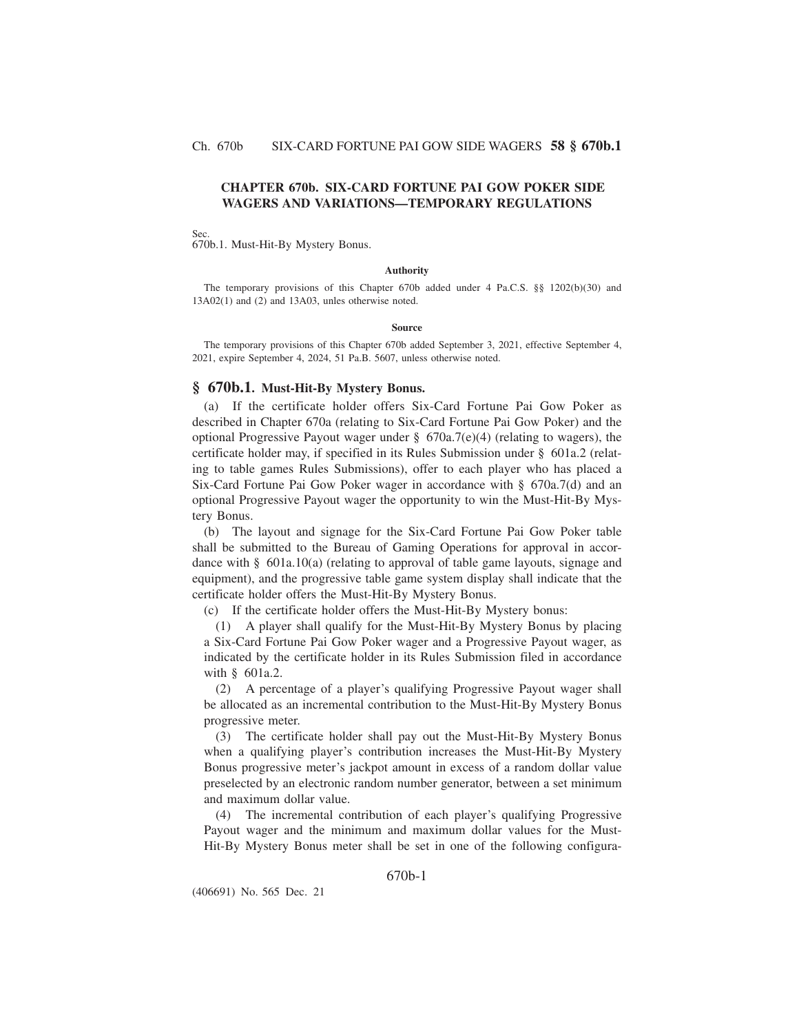# CHAPTER 670b. SIX-CARD FORTUNE PAI GOW POKER SIDE WAGERS AND VARIATIONS—TEMPORARY REGULATIONS

Sec.
670b.1. Must-Hit-By Mystery Bonus.

**Authority**

The temporary provisions of this Chapter 670b added under 4 Pa.C.S. §§ 1202(b)(30) and 13A02(1) and (2) and 13A03, unles otherwise noted.

**Source**

The temporary provisions of this Chapter 670b added September 3, 2021, effective September 4, 2021, expire September 4, 2024, 51 Pa.B. 5607, unless otherwise noted.

## § 670b.1. Must-Hit-By Mystery Bonus.

(a) If the certificate holder offers Six-Card Fortune Pai Gow Poker as described in Chapter 670a (relating to Six-Card Fortune Pai Gow Poker) and the optional Progressive Payout wager under § 670a.7(e)(4) (relating to wagers), the certificate holder may, if specified in its Rules Submission under § 601a.2 (relating to table games Rules Submissions), offer to each player who has placed a Six-Card Fortune Pai Gow Poker wager in accordance with § 670a.7(d) and an optional Progressive Payout wager the opportunity to win the Must-Hit-By Mystery Bonus.

(b) The layout and signage for the Six-Card Fortune Pai Gow Poker table shall be submitted to the Bureau of Gaming Operations for approval in accordance with § 601a.10(a) (relating to approval of table game layouts, signage and equipment), and the progressive table game system display shall indicate that the certificate holder offers the Must-Hit-By Mystery Bonus.

(c) If the certificate holder offers the Must-Hit-By Mystery bonus:

(1) A player shall qualify for the Must-Hit-By Mystery Bonus by placing a Six-Card Fortune Pai Gow Poker wager and a Progressive Payout wager, as indicated by the certificate holder in its Rules Submission filed in accordance with § 601a.2.

(2) A percentage of a player's qualifying Progressive Payout wager shall be allocated as an incremental contribution to the Must-Hit-By Mystery Bonus progressive meter.

(3) The certificate holder shall pay out the Must-Hit-By Mystery Bonus when a qualifying player's contribution increases the Must-Hit-By Mystery Bonus progressive meter's jackpot amount in excess of a random dollar value preselected by an electronic random number generator, between a set minimum and maximum dollar value.

(4) The incremental contribution of each player's qualifying Progressive Payout wager and the minimum and maximum dollar values for the Must-Hit-By Mystery Bonus meter shall be set in one of the following configura-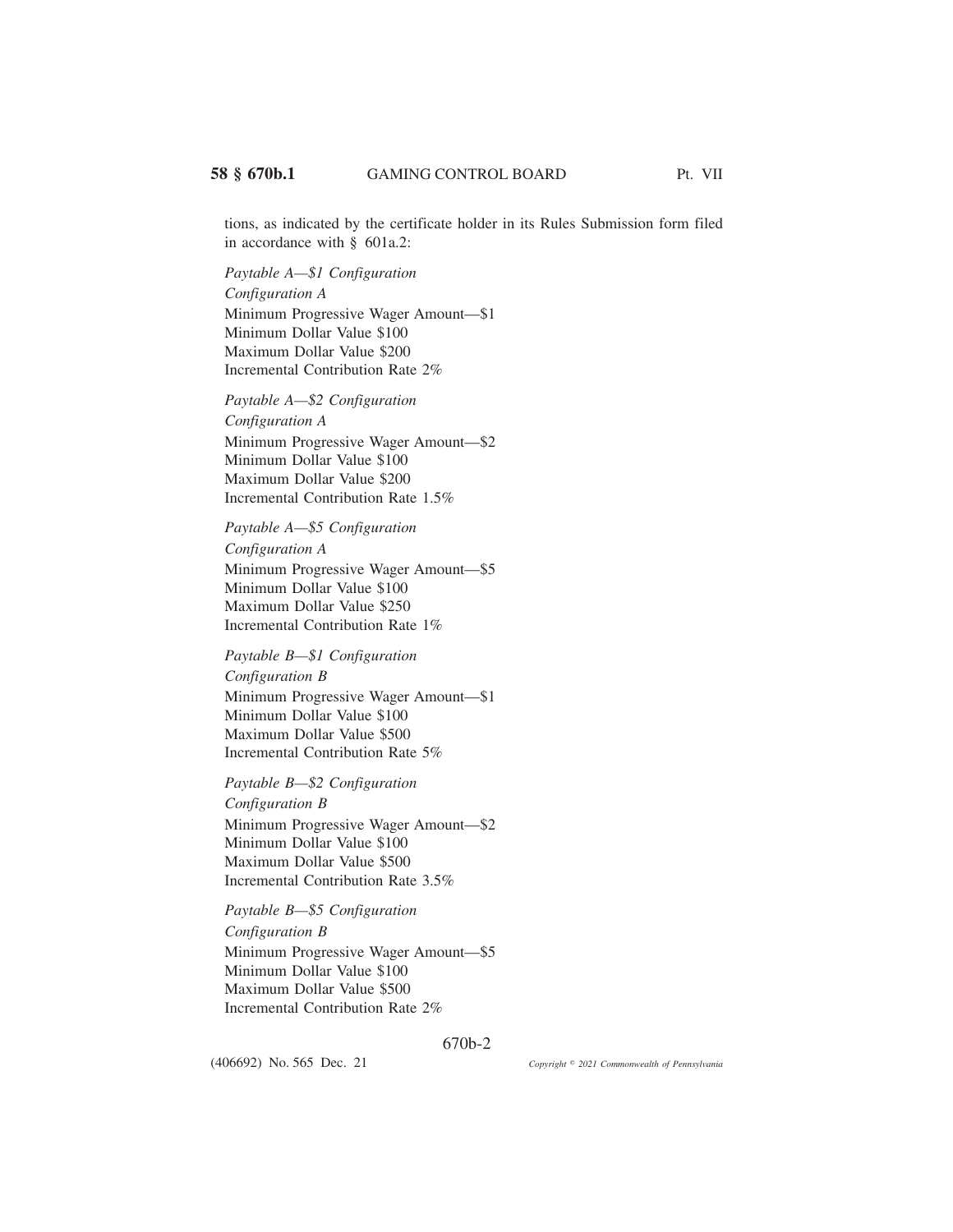tions, as indicated by the certificate holder in its Rules Submission form filed in accordance with § 601a.2:

*Paytable A—$1 Configuration*

*Configuration A*

Minimum Progressive Wager Amount—$1
Minimum Dollar Value $100
Maximum Dollar Value $200
Incremental Contribution Rate 2%

*Paytable A—$2 Configuration*

*Configuration A*

Minimum Progressive Wager Amount—$2
Minimum Dollar Value $100
Maximum Dollar Value $200
Incremental Contribution Rate 1.5%

*Paytable A—$5 Configuration*

*Configuration A*

Minimum Progressive Wager Amount—$5
Minimum Dollar Value $100
Maximum Dollar Value $250
Incremental Contribution Rate 1%

*Paytable B—$1 Configuration*

*Configuration B*

Minimum Progressive Wager Amount—$1
Minimum Dollar Value $100
Maximum Dollar Value $500
Incremental Contribution Rate 5%

*Paytable B—$2 Configuration*

*Configuration B*

Minimum Progressive Wager Amount—$2
Minimum Dollar Value $100
Maximum Dollar Value $500
Incremental Contribution Rate 3.5%

*Paytable B—$5 Configuration*

*Configuration B*

Minimum Progressive Wager Amount—$5
Minimum Dollar Value $100
Maximum Dollar Value $500
Incremental Contribution Rate 2%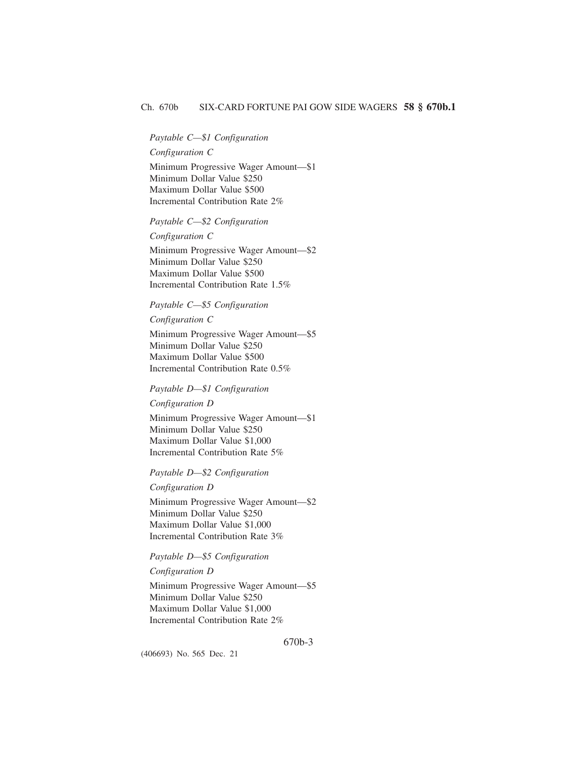*Paytable C—$1 Configuration*

*Configuration C*

Minimum Progressive Wager Amount—$1
Minimum Dollar Value $250
Maximum Dollar Value $500
Incremental Contribution Rate 2%

*Paytable C—$2 Configuration*

*Configuration C*

Minimum Progressive Wager Amount—$2
Minimum Dollar Value $250
Maximum Dollar Value $500
Incremental Contribution Rate 1.5%

*Paytable C—$5 Configuration*

*Configuration C*

Minimum Progressive Wager Amount—$5
Minimum Dollar Value $250
Maximum Dollar Value $500
Incremental Contribution Rate 0.5%

*Paytable D—$1 Configuration*

*Configuration D*

Minimum Progressive Wager Amount—$1
Minimum Dollar Value $250
Maximum Dollar Value $1,000
Incremental Contribution Rate 5%

*Paytable D—$2 Configuration*

*Configuration D*

Minimum Progressive Wager Amount—$2
Minimum Dollar Value $250
Maximum Dollar Value $1,000
Incremental Contribution Rate 3%

*Paytable D—$5 Configuration*

*Configuration D*

Minimum Progressive Wager Amount—$5
Minimum Dollar Value $250
Maximum Dollar Value $1,000
Incremental Contribution Rate 2%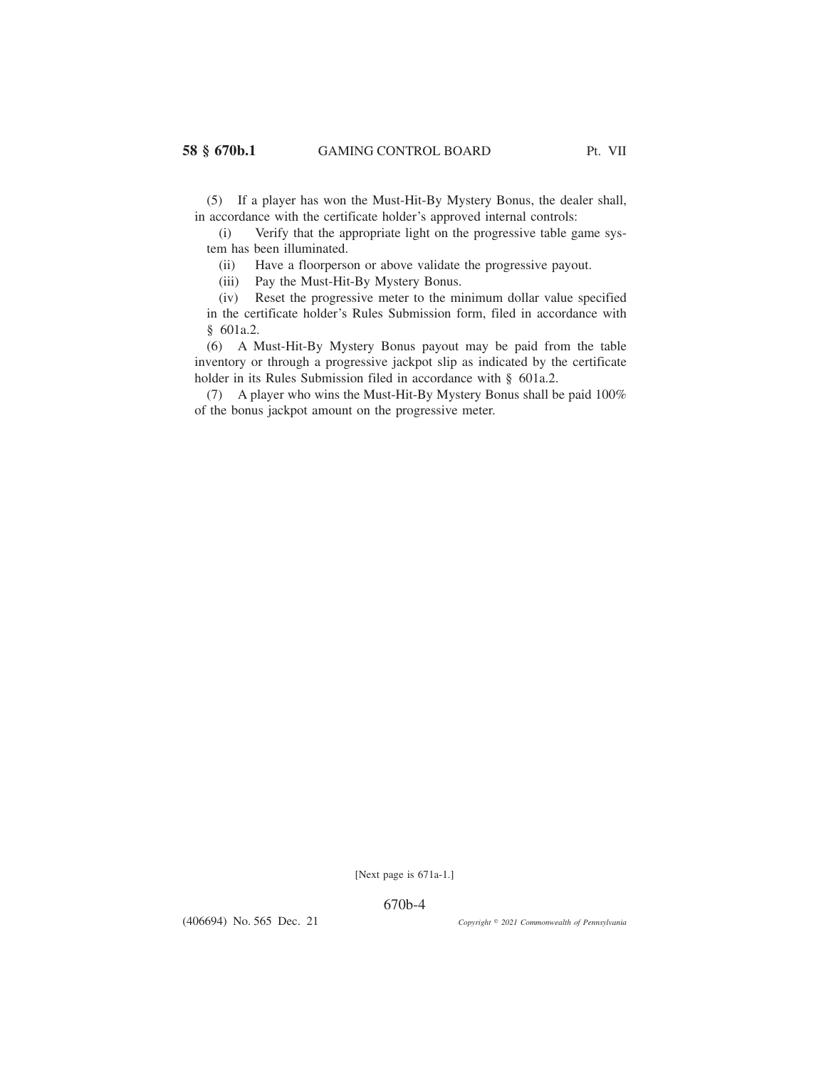(5) If a player has won the Must-Hit-By Mystery Bonus, the dealer shall, in accordance with the certificate holder's approved internal controls:

(i) Verify that the appropriate light on the progressive table game system has been illuminated.

(ii) Have a floorperson or above validate the progressive payout.

(iii) Pay the Must-Hit-By Mystery Bonus.

(iv) Reset the progressive meter to the minimum dollar value specified in the certificate holder's Rules Submission form, filed in accordance with § 601a.2.

(6) A Must-Hit-By Mystery Bonus payout may be paid from the table inventory or through a progressive jackpot slip as indicated by the certificate holder in its Rules Submission filed in accordance with § 601a.2.

(7) A player who wins the Must-Hit-By Mystery Bonus shall be paid 100% of the bonus jackpot amount on the progressive meter.

[Next page is 671a-1.]